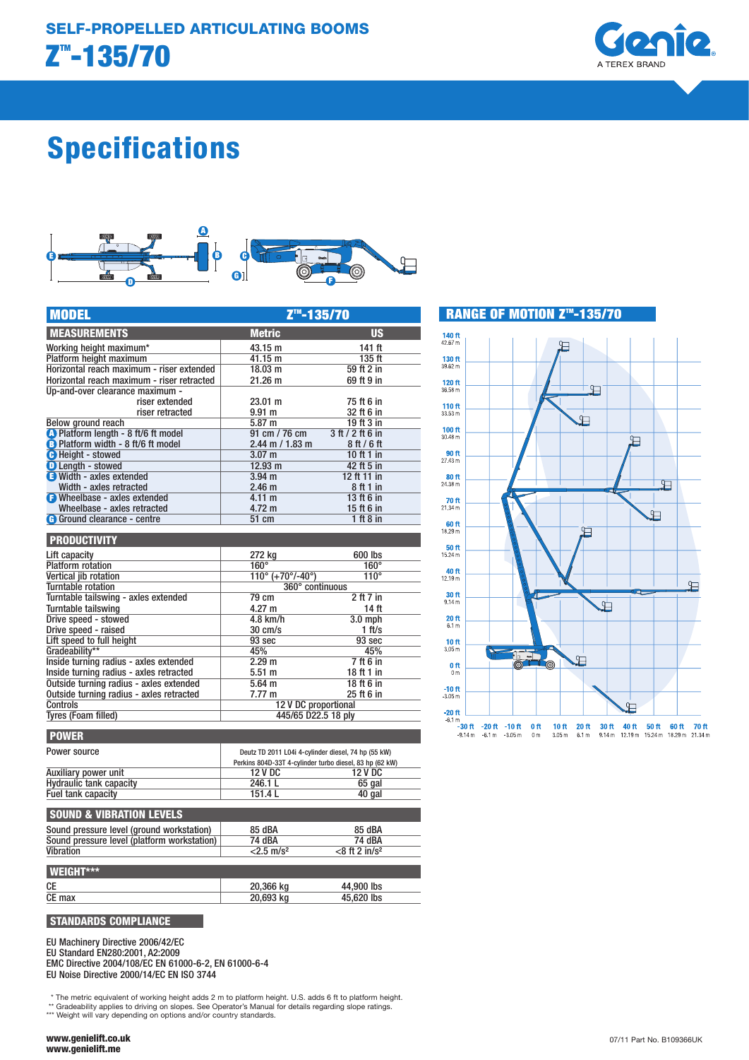# SELF-PROPELLED ARTICULATING BOOMS

# Z™-135/70

Genie
A TEREX BRAND

# Specifications

| MODEL | Z™-135/70 | |
|---|---|---|
| **MEASUREMENTS** | **Metric** | **US** |
| Working height maximum* | 43.15 m | 141 ft |
| Platform height maximum | 41.15 m | 135 ft |
| Horizontal reach maximum - riser extended | 18.03 m | 59 ft 2 in |
| Horizontal reach maximum - riser retracted | 21.26 m | 69 ft 9 in |
| Up-and-over clearance maximum - riser extended | 23.01 m | 75 ft 6 in |
| Up-and-over clearance maximum - riser retracted | 9.91 m | 32 ft 6 in |
| Below ground reach | 5.87 m | 19 ft 3 in |
| (A) Platform length - 8 ft/6 ft model | 91 cm / 76 cm | 3 ft / 2 ft 6 in |
| (B) Platform width - 8 ft/6 ft model | 2.44 m / 1.83 m | 8 ft / 6 ft |
| (C) Height - stowed | 3.07 m | 10 ft 1 in |
| (D) Length - stowed | 12.93 m | 42 ft 5 in |
| (E) Width - axles extended | 3.94 m | 12 ft 11 in |
| Width - axles retracted | 2.46 m | 8 ft 1 in |
| (F) Wheelbase - axles extended | 4.11 m | 13 ft 6 in |
| Wheelbase - axles retracted | 4.72 m | 15 ft 6 in |
| (G) Ground clearance - centre | 51 cm | 1 ft 8 in |

| PRODUCTIVITY | | |
|---|---|---|
| Lift capacity | 272 kg | 600 lbs |
| Platform rotation | 160° | 160° |
| Vertical jib rotation | 110° (+70°/-40°) | 110° |
| Turntable rotation | 360° continuous | |
| Turntable tailswing - axles extended | 79 cm | 2 ft 7 in |
| Turntable tailswing | 4.27 m | 14 ft |
| Drive speed - stowed | 4.8 km/h | 3.0 mph |
| Drive speed - raised | 30 cm/s | 1 ft/s |
| Lift speed to full height | 93 sec | 93 sec |
| Gradeability** | 45% | 45% |
| Inside turning radius - axles extended | 2.29 m | 7 ft 6 in |
| Inside turning radius - axles retracted | 5.51 m | 18 ft 1 in |
| Outside turning radius - axles extended | 5.64 m | 18 ft 6 in |
| Outside turning radius - axles retracted | 7.77 m | 25 ft 6 in |
| Controls | 12 V DC proportional | |
| Tyres (Foam filled) | 445/65 D22.5 18 ply | |

| POWER | | |
|---|---|---|
| Power source | Deutz TD 2011 L04i 4-cylinder diesel, 74 hp (55 kW); Perkins 804D-33T 4-cylinder turbo diesel, 83 hp (62 kW) | |
| Auxiliary power unit | 12 V DC | 12 V DC |
| Hydraulic tank capacity | 246.1 L | 65 gal |
| Fuel tank capacity | 151.4 L | 40 gal |

| SOUND & VIBRATION LEVELS | | |
|---|---|---|
| Sound pressure level (ground workstation) | 85 dBA | 85 dBA |
| Sound pressure level (platform workstation) | 74 dBA | 74 dBA |
| Vibration | <2.5 m/s² | <8 ft 2 in/s² |

| WEIGHT*** | | |
|---|---|---|
| CE | 20,366 kg | 44,900 lbs |
| CE max | 20,693 kg | 45,620 lbs |

## STANDARDS COMPLIANCE

EU Machinery Directive 2006/42/EC
EU Standard EN280:2001, A2:2009
EMC Directive 2004/108/EC EN 61000-6-2, EN 61000-6-4
EU Noise Directive 2000/14/EC EN ISO 3744

## RANGE OF MOTION Z™-135/70

\* The metric equivalent of working height adds 2 m to platform height. U.S. adds 6 ft to platform height.
\*\* Gradeability applies to driving on slopes. See Operator's Manual for details regarding slope ratings.
\*\*\* Weight will vary depending on options and/or country standards.

www.genielift.co.uk
www.genielift.me

07/11 Part No. B109366UK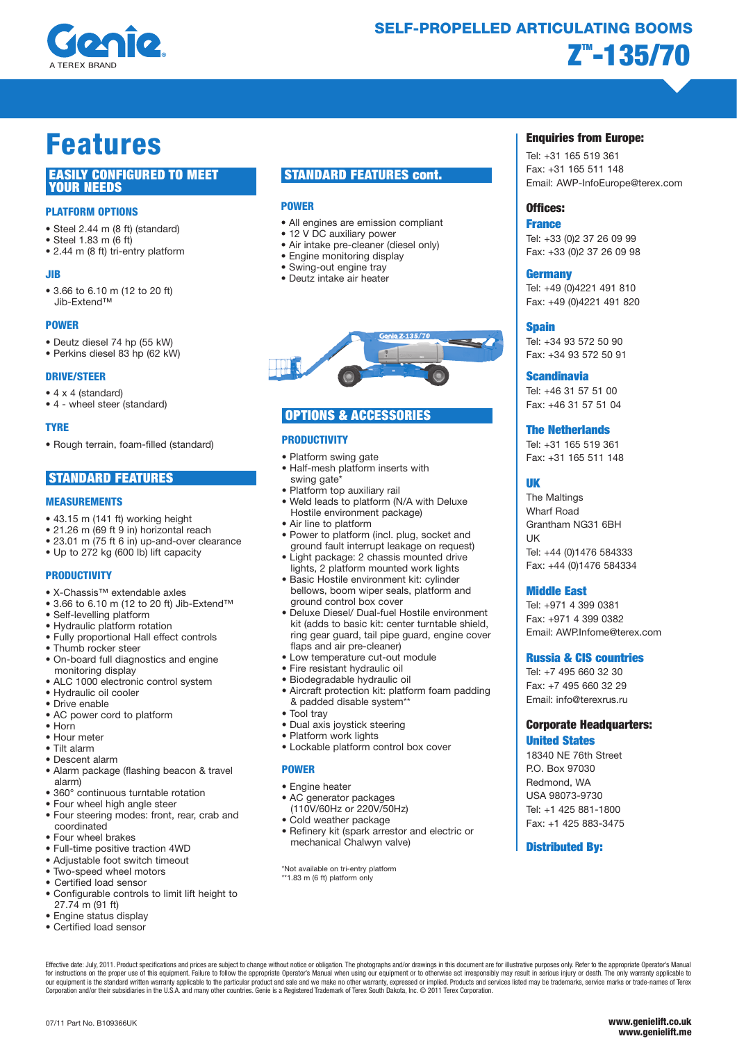# SELF-PROPELLED ARTICULATING BOOMS

# Z™-135/70

# Features

## EASILY CONFIGURED TO MEET YOUR NEEDS

### PLATFORM OPTIONS

- Steel 2.44 m (8 ft) (standard)
- Steel 1.83 m (6 ft)
- 2.44 m (8 ft) tri-entry platform

### JIB

- 3.66 to 6.10 m (12 to 20 ft) Jib-Extend™

### POWER

- Deutz diesel 74 hp (55 kW)
- Perkins diesel 83 hp (62 kW)

### DRIVE/STEER

- 4 x 4 (standard)
- 4 - wheel steer (standard)

### TYRE

- Rough terrain, foam-filled (standard)

## STANDARD FEATURES

### MEASUREMENTS

- 43.15 m (141 ft) working height
- 21.26 m (69 ft 9 in) horizontal reach
- 23.01 m (75 ft 6 in) up-and-over clearance
- Up to 272 kg (600 lb) lift capacity

### PRODUCTIVITY

- X-Chassis™ extendable axles
- 3.66 to 6.10 m (12 to 20 ft) Jib-Extend™
- Self-levelling platform
- Hydraulic platform rotation
- Fully proportional Hall effect controls
- Thumb rocker steer
- On-board full diagnostics and engine monitoring display
- ALC 1000 electronic control system
- Hydraulic oil cooler
- Drive enable
- AC power cord to platform
- Horn
- Hour meter
- Tilt alarm
- Descent alarm
- Alarm package (flashing beacon & travel alarm)
- 360° continuous turntable rotation
- Four wheel high angle steer
- Four steering modes: front, rear, crab and coordinated
- Four wheel brakes
- Full-time positive traction 4WD
- Adjustable foot switch timeout
- Two-speed wheel motors
- Certified load sensor
- Configurable controls to limit lift height to 27.74 m (91 ft)
- Engine status display
- Certified load sensor

## STANDARD FEATURES cont.

### POWER

- All engines are emission compliant
- 12 V DC auxiliary power
- Air intake pre-cleaner (diesel only)
- Engine monitoring display
- Swing-out engine tray
- Deutz intake air heater

## OPTIONS & ACCESSORIES

### PRODUCTIVITY

- Platform swing gate
- Half-mesh platform inserts with swing gate*
- Platform top auxiliary rail
- Weld leads to platform (N/A with Deluxe Hostile environment package)
- Air line to platform
- Power to platform (incl. plug, socket and ground fault interrupt leakage on request)
- Light package: 2 chassis mounted drive lights, 2 platform mounted work lights
- Basic Hostile environment kit: cylinder bellows, boom wiper seals, platform and ground control box cover
- Deluxe Diesel/ Dual-fuel Hostile environment kit (adds to basic kit: center turntable shield, ring gear guard, tail pipe guard, engine cover flaps and air pre-cleaner)
- Low temperature cut-out module
- Fire resistant hydraulic oil
- Biodegradable hydraulic oil
- Aircraft protection kit: platform foam padding & padded disable system**
- Tool tray
- Dual axis joystick steering
- Platform work lights
- Lockable platform control box cover

### POWER

- Engine heater
- AC generator packages (110V/60Hz or 220V/50Hz)
- Cold weather package
- Refinery kit (spark arrestor and electric or mechanical Chalwyn valve)

*Not available on tri-entry platform
**1.83 m (6 ft) platform only

## Enquiries from Europe:

Tel: +31 165 519 361
Fax: +31 165 511 148
Email: AWP-InfoEurope@terex.com

## Offices:

### France
Tel: +33 (0)2 37 26 09 99
Fax: +33 (0)2 37 26 09 98

### Germany
Tel: +49 (0)4221 491 810
Fax: +49 (0)4221 491 820

### Spain
Tel: +34 93 572 50 90
Fax: +34 93 572 50 91

### Scandinavia
Tel: +46 31 57 51 00
Fax: +46 31 57 51 04

### The Netherlands
Tel: +31 165 519 361
Fax: +31 165 511 148

### UK
The Maltings
Wharf Road
Grantham NG31 6BH
UK
Tel: +44 (0)1476 584333
Fax: +44 (0)1476 584334

### Middle East
Tel: +971 4 399 0381
Fax: +971 4 399 0382
Email: AWP.Infome@terex.com

### Russia & CIS countries
Tel: +7 495 660 32 30
Fax: +7 495 660 32 29
Email: info@terexrus.ru

## Corporate Headquarters:

### United States
18340 NE 76th Street
P.O. Box 97030
Redmond, WA
USA 98073-9730
Tel: +1 425 881-1800
Fax: +1 425 883-3475

### Distributed By:

Effective date: July, 2011. Product specifications and prices are subject to change without notice or obligation. The photographs and/or drawings in this document are for illustrative purposes only. Refer to the appropriate Operator's Manual for instructions on the proper use of this equipment. Failure to follow the appropriate Operator's Manual when using our equipment or to otherwise act irresponsibly may result in serious injury or death. The only warranty applicable to our equipment is the standard written warranty applicable to the particular product and sale and we make no other warranty, expressed or implied. Products and services listed may be trademarks, service marks or trade-names of Terex Corporation and/or their subsidiaries in the U.S.A. and many other countries. Genie is a Registered Trademark of Terex South Dakota, Inc. © 2011 Terex Corporation.

07/11 Part No. B109366UK

www.genielift.co.uk
www.genielift.me